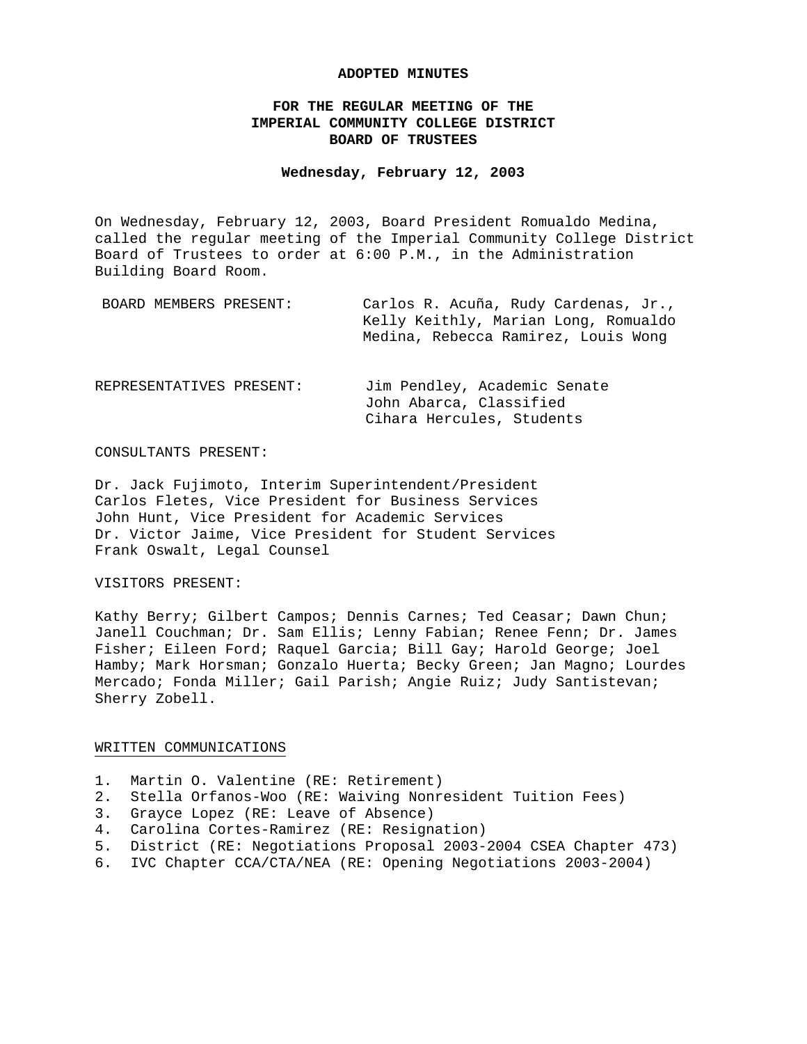# ADOPTED MINUTES

## FOR THE REGULAR MEETING OF THE IMPERIAL COMMUNITY COLLEGE DISTRICT BOARD OF TRUSTEES

**Wednesday, February 12, 2003**

On Wednesday, February 12, 2003, Board President Romualdo Medina, called the regular meeting of the Imperial Community College District Board of Trustees to order at 6:00 P.M., in the Administration Building Board Room.

BOARD MEMBERS PRESENT: Carlos R. Acuña, Rudy Cardenas, Jr., Kelly Keithly, Marian Long, Romualdo Medina, Rebecca Ramirez, Louis Wong

REPRESENTATIVES PRESENT: Jim Pendley, Academic Senate
John Abarca, Classified
Cihara Hercules, Students

CONSULTANTS PRESENT:

Dr. Jack Fujimoto, Interim Superintendent/President
Carlos Fletes, Vice President for Business Services
John Hunt, Vice President for Academic Services
Dr. Victor Jaime, Vice President for Student Services
Frank Oswalt, Legal Counsel

VISITORS PRESENT:

Kathy Berry; Gilbert Campos; Dennis Carnes; Ted Ceasar; Dawn Chun; Janell Couchman; Dr. Sam Ellis; Lenny Fabian; Renee Fenn; Dr. James Fisher; Eileen Ford; Raquel Garcia; Bill Gay; Harold George; Joel Hamby; Mark Horsman; Gonzalo Huerta; Becky Green; Jan Magno; Lourdes Mercado; Fonda Miller; Gail Parish; Angie Ruiz; Judy Santistevan; Sherry Zobell.

WRITTEN COMMUNICATIONS

1. Martin O. Valentine (RE: Retirement)
2. Stella Orfanos-Woo (RE: Waiving Nonresident Tuition Fees)
3. Grayce Lopez (RE: Leave of Absence)
4. Carolina Cortes-Ramirez (RE: Resignation)
5. District (RE: Negotiations Proposal 2003-2004 CSEA Chapter 473)
6. IVC Chapter CCA/CTA/NEA (RE: Opening Negotiations 2003-2004)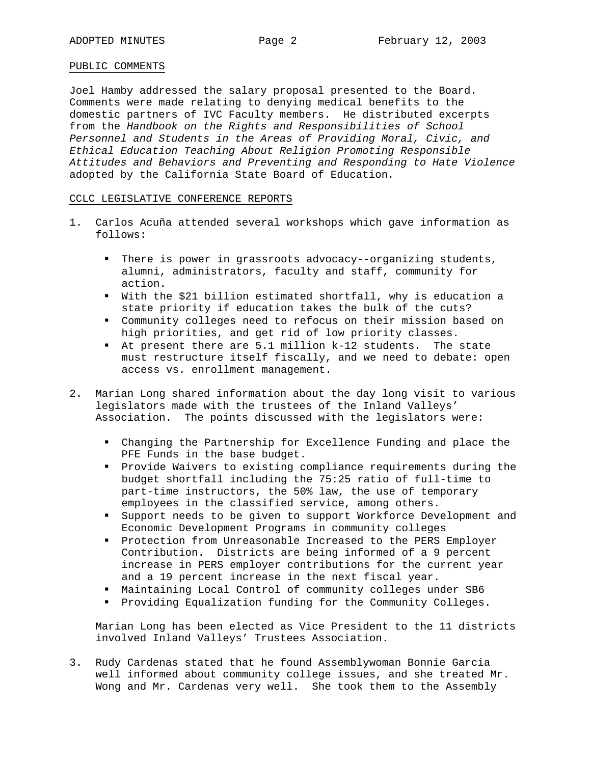## PUBLIC COMMENTS

Joel Hamby addressed the salary proposal presented to the Board. Comments were made relating to denying medical benefits to the domestic partners of IVC Faculty members. He distributed excerpts from the *Handbook on the Rights and Responsibilities of School Personnel and Students in the Areas of Providing Moral, Civic, and Ethical Education Teaching About Religion Promoting Responsible Attitudes and Behaviors and Preventing and Responding to Hate Violence* adopted by the California State Board of Education.

## CCLC LEGISLATIVE CONFERENCE REPORTS

1. Carlos Acuña attended several workshops which gave information as follows:

   - There is power in grassroots advocacy--organizing students, alumni, administrators, faculty and staff, community for action.
   - With the $21 billion estimated shortfall, why is education a state priority if education takes the bulk of the cuts?
   - Community colleges need to refocus on their mission based on high priorities, and get rid of low priority classes.
   - At present there are 5.1 million k-12 students. The state must restructure itself fiscally, and we need to debate: open access vs. enrollment management.

2. Marian Long shared information about the day long visit to various legislators made with the trustees of the Inland Valleys' Association. The points discussed with the legislators were:

   - Changing the Partnership for Excellence Funding and place the PFE Funds in the base budget.
   - Provide Waivers to existing compliance requirements during the budget shortfall including the 75:25 ratio of full-time to part-time instructors, the 50% law, the use of temporary employees in the classified service, among others.
   - Support needs to be given to support Workforce Development and Economic Development Programs in community colleges
   - Protection from Unreasonable Increased to the PERS Employer Contribution. Districts are being informed of a 9 percent increase in PERS employer contributions for the current year and a 19 percent increase in the next fiscal year.
   - Maintaining Local Control of community colleges under SB6
   - Providing Equalization funding for the Community Colleges.

   Marian Long has been elected as Vice President to the 11 districts involved Inland Valleys' Trustees Association.

3. Rudy Cardenas stated that he found Assemblywoman Bonnie Garcia well informed about community college issues, and she treated Mr. Wong and Mr. Cardenas very well. She took them to the Assembly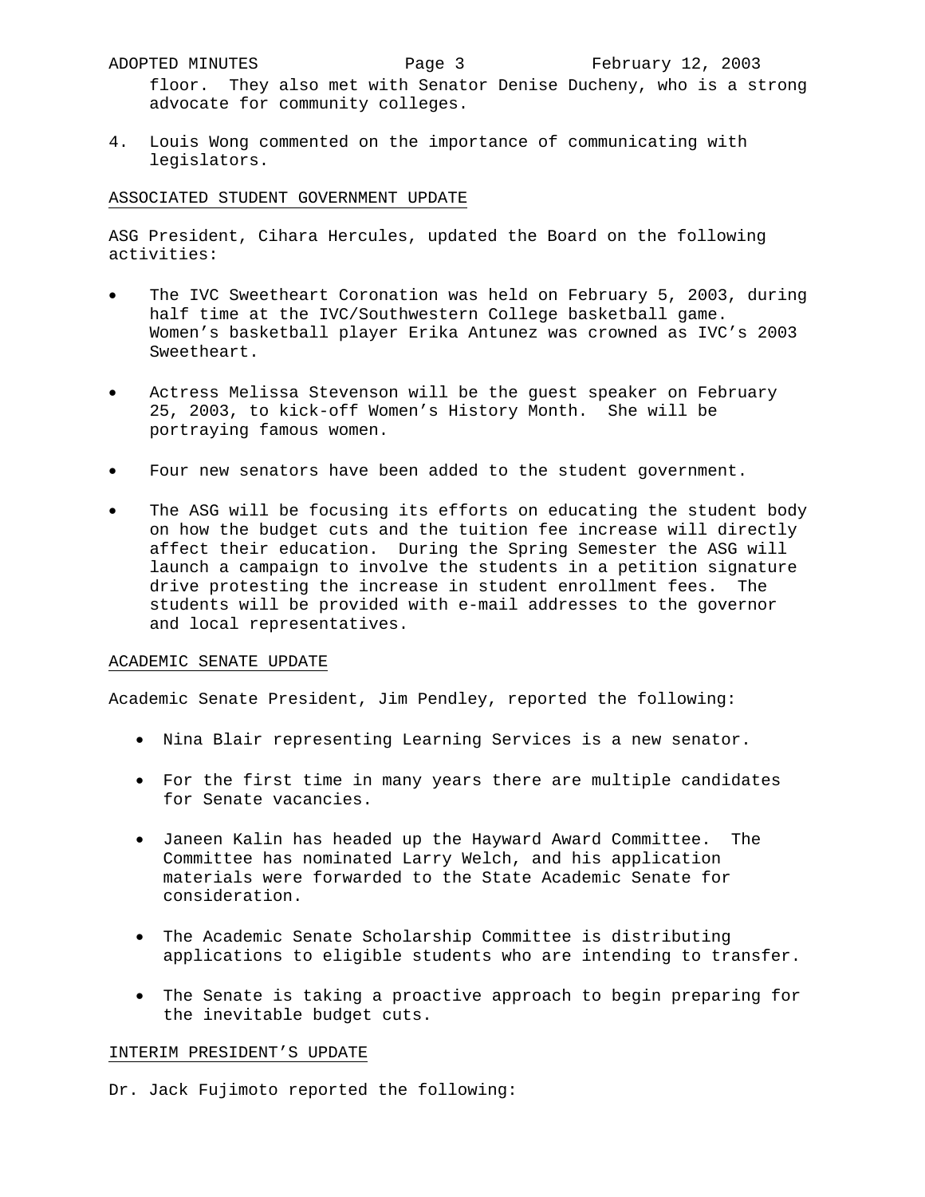floor. They also met with Senator Denise Ducheny, who is a strong advocate for community colleges.

4. Louis Wong commented on the importance of communicating with legislators.

ASSOCIATED STUDENT GOVERNMENT UPDATE

ASG President, Cihara Hercules, updated the Board on the following activities:

- The IVC Sweetheart Coronation was held on February 5, 2003, during half time at the IVC/Southwestern College basketball game. Women's basketball player Erika Antunez was crowned as IVC's 2003 Sweetheart.

- Actress Melissa Stevenson will be the guest speaker on February 25, 2003, to kick-off Women's History Month. She will be portraying famous women.

- Four new senators have been added to the student government.

- The ASG will be focusing its efforts on educating the student body on how the budget cuts and the tuition fee increase will directly affect their education. During the Spring Semester the ASG will launch a campaign to involve the students in a petition signature drive protesting the increase in student enrollment fees. The students will be provided with e-mail addresses to the governor and local representatives.

ACADEMIC SENATE UPDATE

Academic Senate President, Jim Pendley, reported the following:

- Nina Blair representing Learning Services is a new senator.

- For the first time in many years there are multiple candidates for Senate vacancies.

- Janeen Kalin has headed up the Hayward Award Committee. The Committee has nominated Larry Welch, and his application materials were forwarded to the State Academic Senate for consideration.

- The Academic Senate Scholarship Committee is distributing applications to eligible students who are intending to transfer.

- The Senate is taking a proactive approach to begin preparing for the inevitable budget cuts.

INTERIM PRESIDENT'S UPDATE

Dr. Jack Fujimoto reported the following: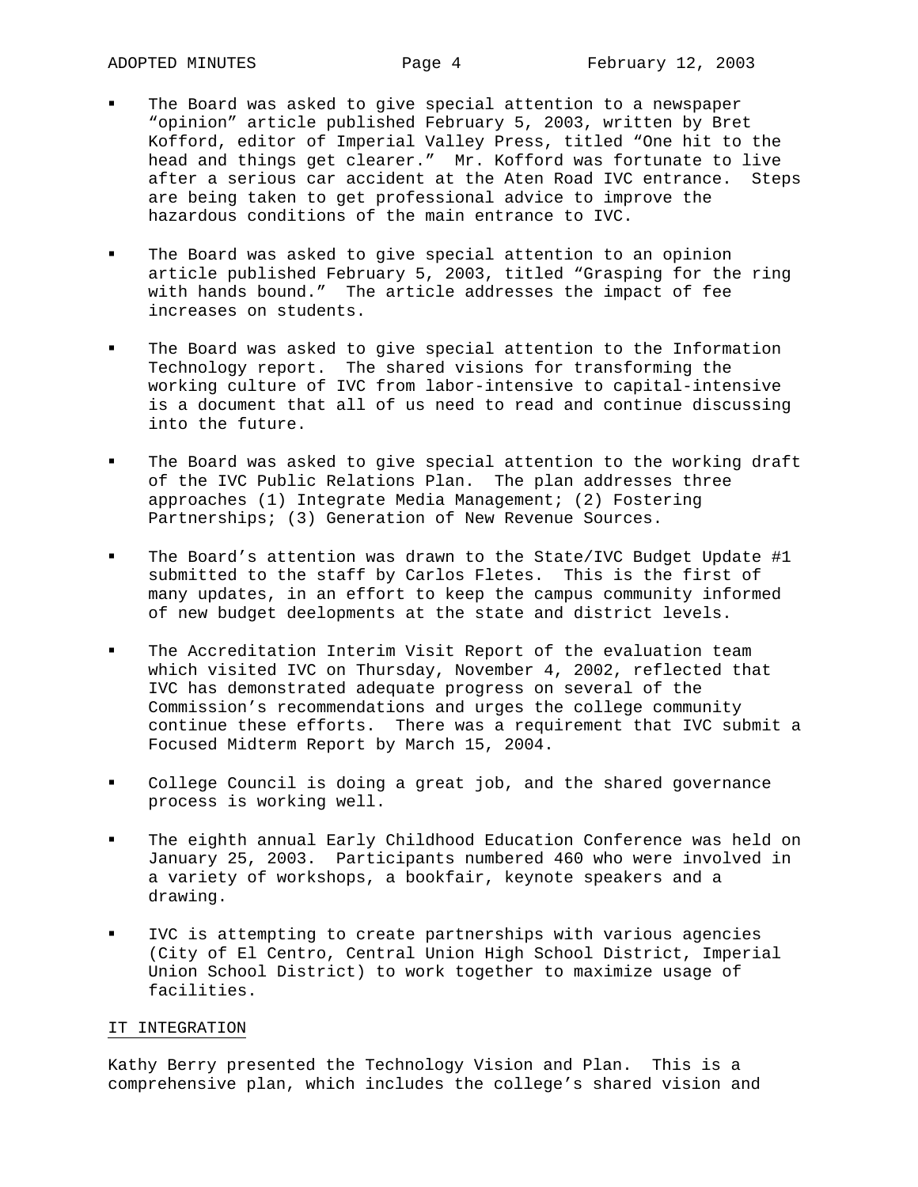- The Board was asked to give special attention to a newspaper "opinion" article published February 5, 2003, written by Bret Kofford, editor of Imperial Valley Press, titled "One hit to the head and things get clearer." Mr. Kofford was fortunate to live after a serious car accident at the Aten Road IVC entrance. Steps are being taken to get professional advice to improve the hazardous conditions of the main entrance to IVC.

- The Board was asked to give special attention to an opinion article published February 5, 2003, titled "Grasping for the ring with hands bound." The article addresses the impact of fee increases on students.

- The Board was asked to give special attention to the Information Technology report. The shared visions for transforming the working culture of IVC from labor-intensive to capital-intensive is a document that all of us need to read and continue discussing into the future.

- The Board was asked to give special attention to the working draft of the IVC Public Relations Plan. The plan addresses three approaches (1) Integrate Media Management; (2) Fostering Partnerships; (3) Generation of New Revenue Sources.

- The Board's attention was drawn to the State/IVC Budget Update #1 submitted to the staff by Carlos Fletes. This is the first of many updates, in an effort to keep the campus community informed of new budget deelopments at the state and district levels.

- The Accreditation Interim Visit Report of the evaluation team which visited IVC on Thursday, November 4, 2002, reflected that IVC has demonstrated adequate progress on several of the Commission's recommendations and urges the college community continue these efforts. There was a requirement that IVC submit a Focused Midterm Report by March 15, 2004.

- College Council is doing a great job, and the shared governance process is working well.

- The eighth annual Early Childhood Education Conference was held on January 25, 2003. Participants numbered 460 who were involved in a variety of workshops, a bookfair, keynote speakers and a drawing.

- IVC is attempting to create partnerships with various agencies (City of El Centro, Central Union High School District, Imperial Union School District) to work together to maximize usage of facilities.

## IT INTEGRATION

Kathy Berry presented the Technology Vision and Plan. This is a comprehensive plan, which includes the college's shared vision and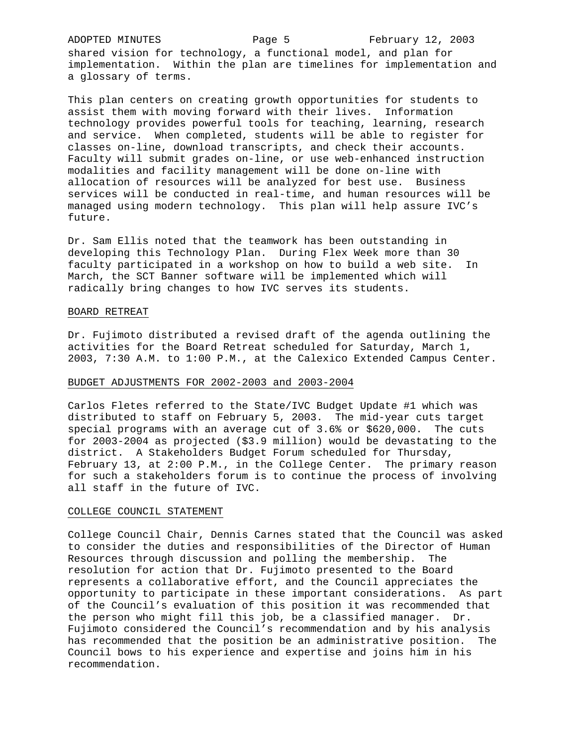shared vision for technology, a functional model, and plan for implementation. Within the plan are timelines for implementation and a glossary of terms.

This plan centers on creating growth opportunities for students to assist them with moving forward with their lives. Information technology provides powerful tools for teaching, learning, research and service. When completed, students will be able to register for classes on-line, download transcripts, and check their accounts. Faculty will submit grades on-line, or use web-enhanced instruction modalities and facility management will be done on-line with allocation of resources will be analyzed for best use. Business services will be conducted in real-time, and human resources will be managed using modern technology. This plan will help assure IVC's future.

Dr. Sam Ellis noted that the teamwork has been outstanding in developing this Technology Plan. During Flex Week more than 30 faculty participated in a workshop on how to build a web site. In March, the SCT Banner software will be implemented which will radically bring changes to how IVC serves its students.

## BOARD RETREAT

Dr. Fujimoto distributed a revised draft of the agenda outlining the activities for the Board Retreat scheduled for Saturday, March 1, 2003, 7:30 A.M. to 1:00 P.M., at the Calexico Extended Campus Center.

## BUDGET ADJUSTMENTS FOR 2002-2003 and 2003-2004

Carlos Fletes referred to the State/IVC Budget Update #1 which was distributed to staff on February 5, 2003. The mid-year cuts target special programs with an average cut of 3.6% or $620,000. The cuts for 2003-2004 as projected ($3.9 million) would be devastating to the district. A Stakeholders Budget Forum scheduled for Thursday, February 13, at 2:00 P.M., in the College Center. The primary reason for such a stakeholders forum is to continue the process of involving all staff in the future of IVC.

## COLLEGE COUNCIL STATEMENT

College Council Chair, Dennis Carnes stated that the Council was asked to consider the duties and responsibilities of the Director of Human Resources through discussion and polling the membership. The resolution for action that Dr. Fujimoto presented to the Board represents a collaborative effort, and the Council appreciates the opportunity to participate in these important considerations. As part of the Council's evaluation of this position it was recommended that the person who might fill this job, be a classified manager. Dr. Fujimoto considered the Council's recommendation and by his analysis has recommended that the position be an administrative position. The Council bows to his experience and expertise and joins him in his recommendation.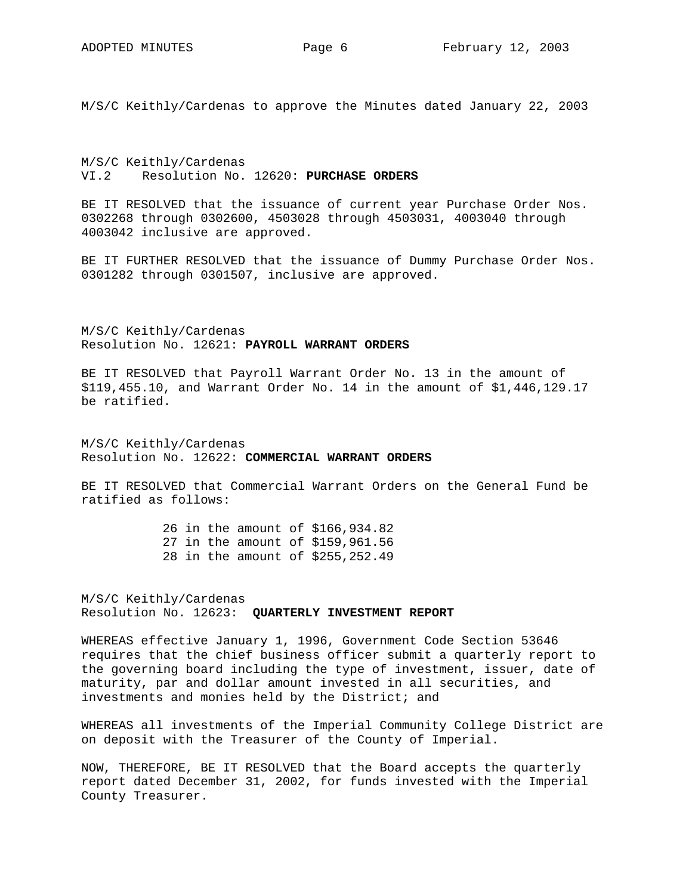M/S/C Keithly/Cardenas to approve the Minutes dated January 22, 2003

M/S/C Keithly/Cardenas
VI.2 Resolution No. 12620: **PURCHASE ORDERS**

BE IT RESOLVED that the issuance of current year Purchase Order Nos. 0302268 through 0302600, 4503028 through 4503031, 4003040 through 4003042 inclusive are approved.

BE IT FURTHER RESOLVED that the issuance of Dummy Purchase Order Nos. 0301282 through 0301507, inclusive are approved.

M/S/C Keithly/Cardenas
Resolution No. 12621: **PAYROLL WARRANT ORDERS**

BE IT RESOLVED that Payroll Warrant Order No. 13 in the amount of $119,455.10, and Warrant Order No. 14 in the amount of $1,446,129.17 be ratified.

M/S/C Keithly/Cardenas
Resolution No. 12622: **COMMERCIAL WARRANT ORDERS**

BE IT RESOLVED that Commercial Warrant Orders on the General Fund be ratified as follows:

26 in the amount of $166,934.82
27 in the amount of $159,961.56
28 in the amount of $255,252.49

M/S/C Keithly/Cardenas
Resolution No. 12623: **QUARTERLY INVESTMENT REPORT**

WHEREAS effective January 1, 1996, Government Code Section 53646 requires that the chief business officer submit a quarterly report to the governing board including the type of investment, issuer, date of maturity, par and dollar amount invested in all securities, and investments and monies held by the District; and

WHEREAS all investments of the Imperial Community College District are on deposit with the Treasurer of the County of Imperial.

NOW, THEREFORE, BE IT RESOLVED that the Board accepts the quarterly report dated December 31, 2002, for funds invested with the Imperial County Treasurer.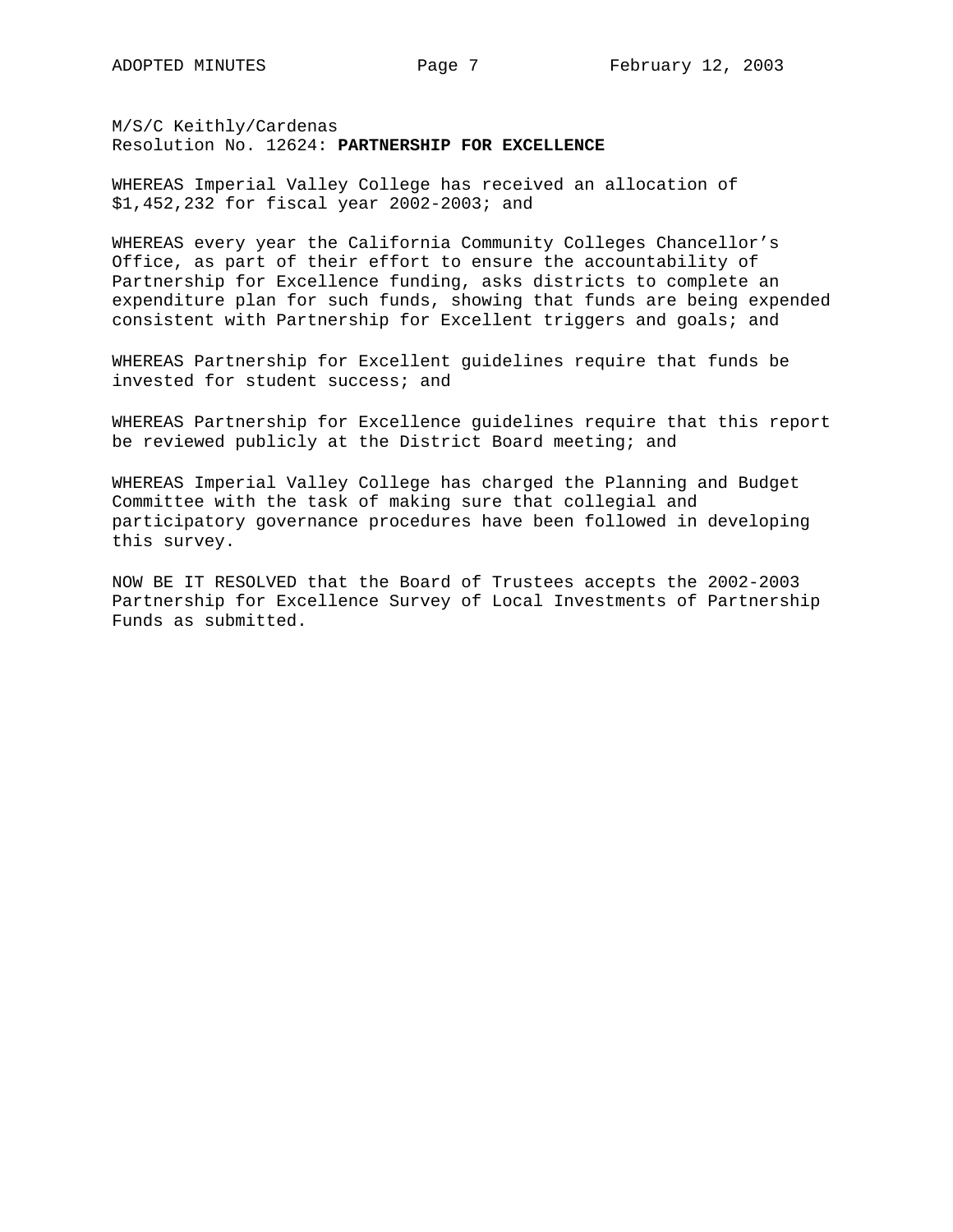M/S/C Keithly/Cardenas
Resolution No. 12624: **PARTNERSHIP FOR EXCELLENCE**

WHEREAS Imperial Valley College has received an allocation of $1,452,232 for fiscal year 2002-2003; and

WHEREAS every year the California Community Colleges Chancellor's Office, as part of their effort to ensure the accountability of Partnership for Excellence funding, asks districts to complete an expenditure plan for such funds, showing that funds are being expended consistent with Partnership for Excellent triggers and goals; and

WHEREAS Partnership for Excellent guidelines require that funds be invested for student success; and

WHEREAS Partnership for Excellence guidelines require that this report be reviewed publicly at the District Board meeting; and

WHEREAS Imperial Valley College has charged the Planning and Budget Committee with the task of making sure that collegial and participatory governance procedures have been followed in developing this survey.

NOW BE IT RESOLVED that the Board of Trustees accepts the 2002-2003 Partnership for Excellence Survey of Local Investments of Partnership Funds as submitted.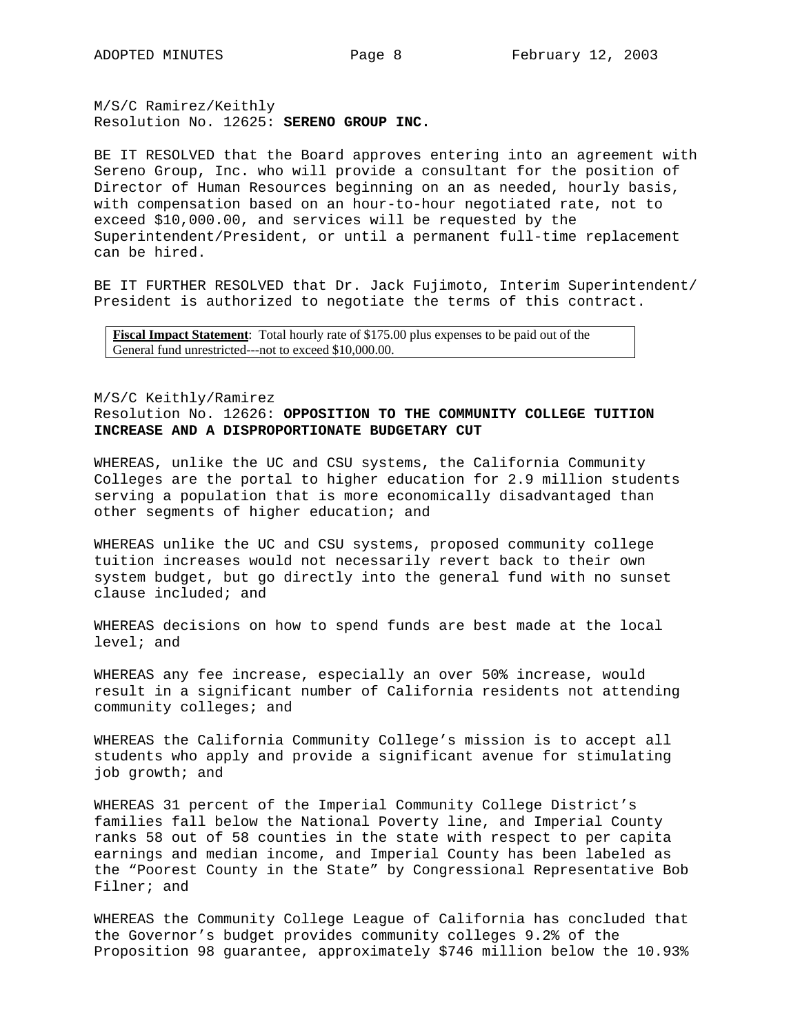M/S/C Ramirez/Keithly
Resolution No. 12625: **SERENO GROUP INC.**

BE IT RESOLVED that the Board approves entering into an agreement with Sereno Group, Inc. who will provide a consultant for the position of Director of Human Resources beginning on an as needed, hourly basis, with compensation based on an hour-to-hour negotiated rate, not to exceed $10,000.00, and services will be requested by the Superintendent/President, or until a permanent full-time replacement can be hired.

BE IT FURTHER RESOLVED that Dr. Jack Fujimoto, Interim Superintendent/ President is authorized to negotiate the terms of this contract.

**Fiscal Impact Statement**: Total hourly rate of $175.00 plus expenses to be paid out of the General fund unrestricted---not to exceed $10,000.00.

M/S/C Keithly/Ramirez
Resolution No. 12626: **OPPOSITION TO THE COMMUNITY COLLEGE TUITION INCREASE AND A DISPROPORTIONATE BUDGETARY CUT**

WHEREAS, unlike the UC and CSU systems, the California Community Colleges are the portal to higher education for 2.9 million students serving a population that is more economically disadvantaged than other segments of higher education; and

WHEREAS unlike the UC and CSU systems, proposed community college tuition increases would not necessarily revert back to their own system budget, but go directly into the general fund with no sunset clause included; and

WHEREAS decisions on how to spend funds are best made at the local level; and

WHEREAS any fee increase, especially an over 50% increase, would result in a significant number of California residents not attending community colleges; and

WHEREAS the California Community College's mission is to accept all students who apply and provide a significant avenue for stimulating job growth; and

WHEREAS 31 percent of the Imperial Community College District's families fall below the National Poverty line, and Imperial County ranks 58 out of 58 counties in the state with respect to per capita earnings and median income, and Imperial County has been labeled as the "Poorest County in the State" by Congressional Representative Bob Filner; and

WHEREAS the Community College League of California has concluded that the Governor's budget provides community colleges 9.2% of the Proposition 98 guarantee, approximately $746 million below the 10.93%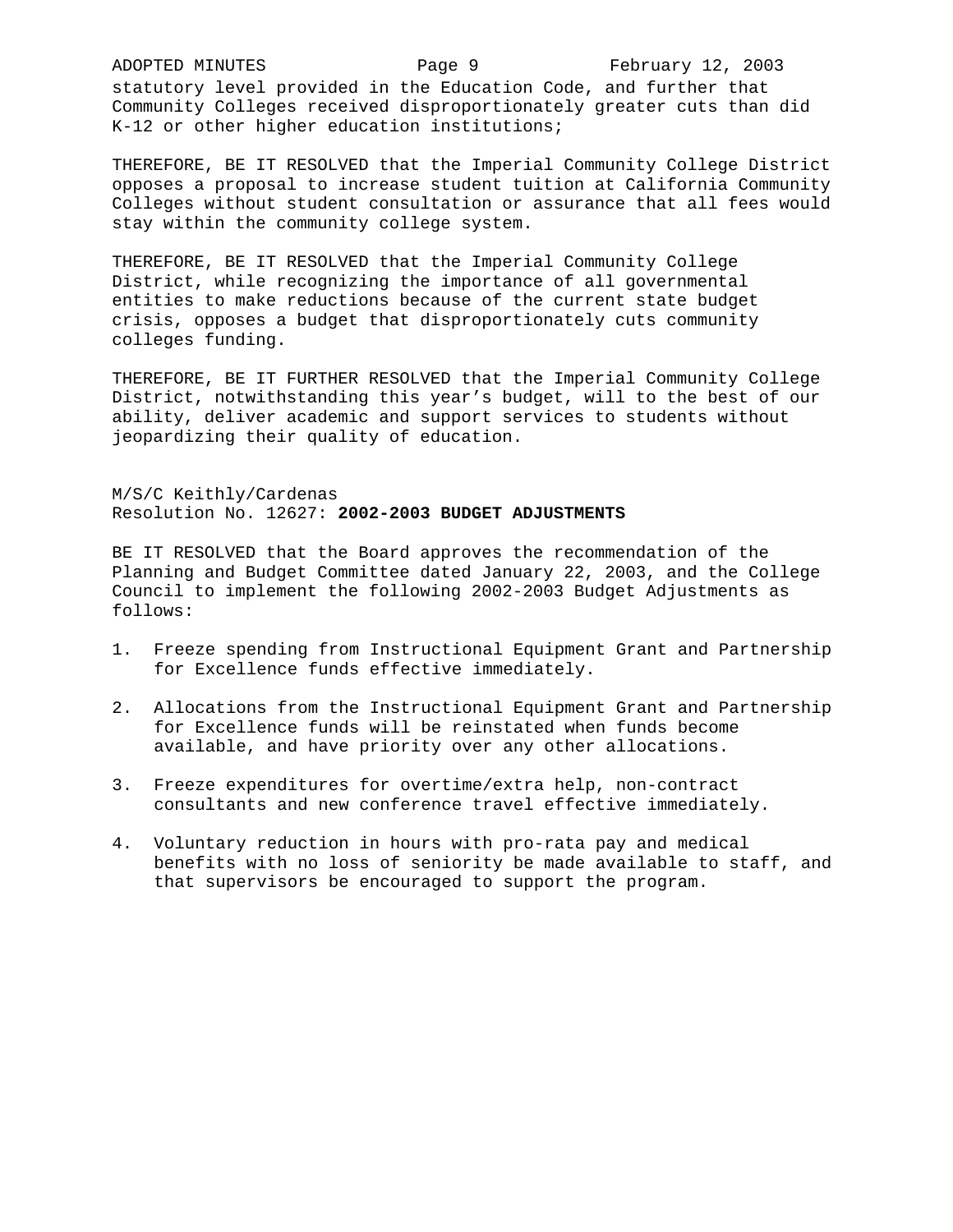statutory level provided in the Education Code, and further that Community Colleges received disproportionately greater cuts than did K-12 or other higher education institutions;

THEREFORE, BE IT RESOLVED that the Imperial Community College District opposes a proposal to increase student tuition at California Community Colleges without student consultation or assurance that all fees would stay within the community college system.

THEREFORE, BE IT RESOLVED that the Imperial Community College District, while recognizing the importance of all governmental entities to make reductions because of the current state budget crisis, opposes a budget that disproportionately cuts community colleges funding.

THEREFORE, BE IT FURTHER RESOLVED that the Imperial Community College District, notwithstanding this year's budget, will to the best of our ability, deliver academic and support services to students without jeopardizing their quality of education.

M/S/C Keithly/Cardenas
Resolution No. 12627: **2002-2003 BUDGET ADJUSTMENTS**

BE IT RESOLVED that the Board approves the recommendation of the Planning and Budget Committee dated January 22, 2003, and the College Council to implement the following 2002-2003 Budget Adjustments as follows:

1. Freeze spending from Instructional Equipment Grant and Partnership for Excellence funds effective immediately.

2. Allocations from the Instructional Equipment Grant and Partnership for Excellence funds will be reinstated when funds become available, and have priority over any other allocations.

3. Freeze expenditures for overtime/extra help, non-contract consultants and new conference travel effective immediately.

4. Voluntary reduction in hours with pro-rata pay and medical benefits with no loss of seniority be made available to staff, and that supervisors be encouraged to support the program.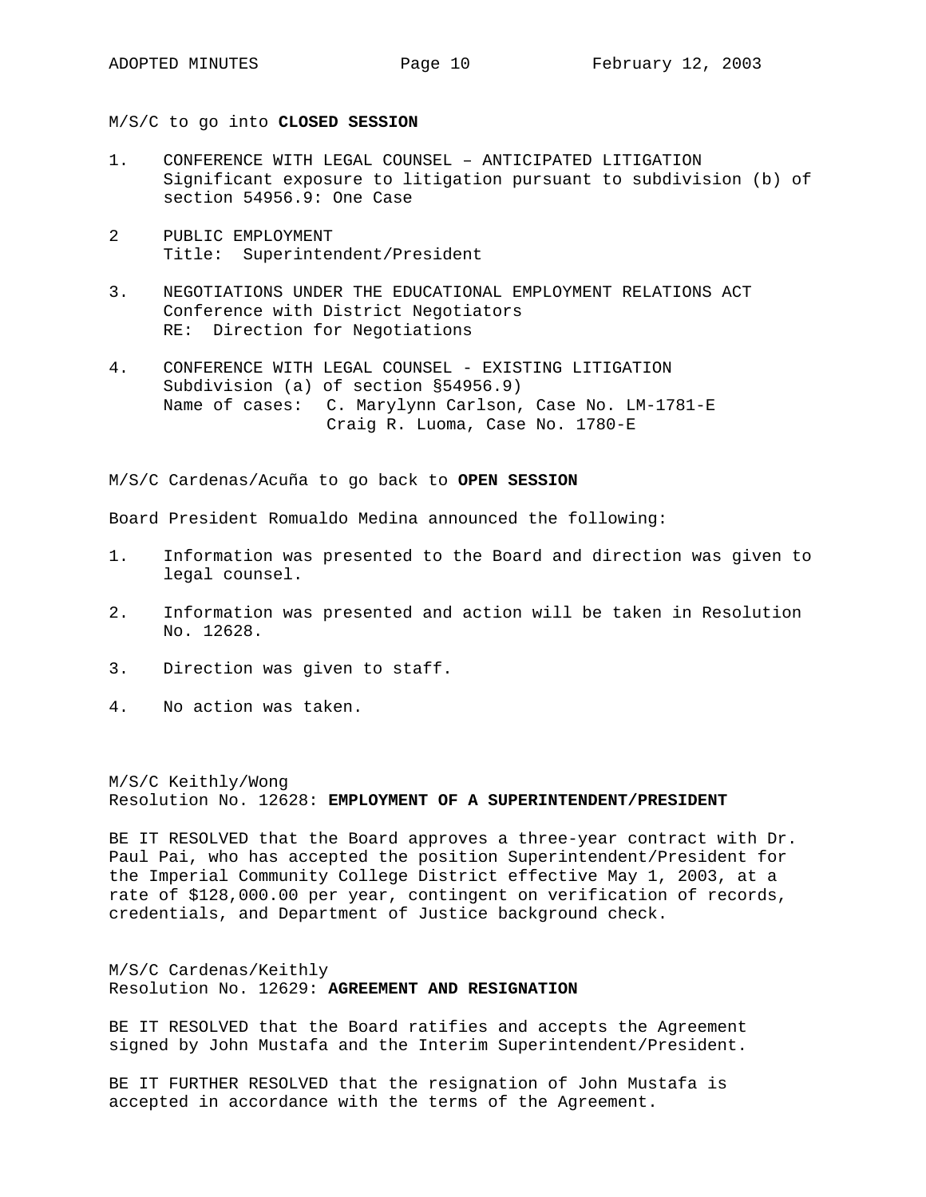M/S/C to go into **CLOSED SESSION**

1. CONFERENCE WITH LEGAL COUNSEL – ANTICIPATED LITIGATION
   Significant exposure to litigation pursuant to subdivision (b) of section 54956.9: One Case

2 PUBLIC EMPLOYMENT
   Title: Superintendent/President

3. NEGOTIATIONS UNDER THE EDUCATIONAL EMPLOYMENT RELATIONS ACT
   Conference with District Negotiators
   RE: Direction for Negotiations

4. CONFERENCE WITH LEGAL COUNSEL - EXISTING LITIGATION
   Subdivision (a) of section §54956.9)
   Name of cases: C. Marylynn Carlson, Case No. LM-1781-E
   Craig R. Luoma, Case No. 1780-E

M/S/C Cardenas/Acuña to go back to **OPEN SESSION**

Board President Romualdo Medina announced the following:

1. Information was presented to the Board and direction was given to legal counsel.

2. Information was presented and action will be taken in Resolution No. 12628.

3. Direction was given to staff.

4. No action was taken.

M/S/C Keithly/Wong
Resolution No. 12628: **EMPLOYMENT OF A SUPERINTENDENT/PRESIDENT**

BE IT RESOLVED that the Board approves a three-year contract with Dr. Paul Pai, who has accepted the position Superintendent/President for the Imperial Community College District effective May 1, 2003, at a rate of $128,000.00 per year, contingent on verification of records, credentials, and Department of Justice background check.

M/S/C Cardenas/Keithly
Resolution No. 12629: **AGREEMENT AND RESIGNATION**

BE IT RESOLVED that the Board ratifies and accepts the Agreement signed by John Mustafa and the Interim Superintendent/President.

BE IT FURTHER RESOLVED that the resignation of John Mustafa is accepted in accordance with the terms of the Agreement.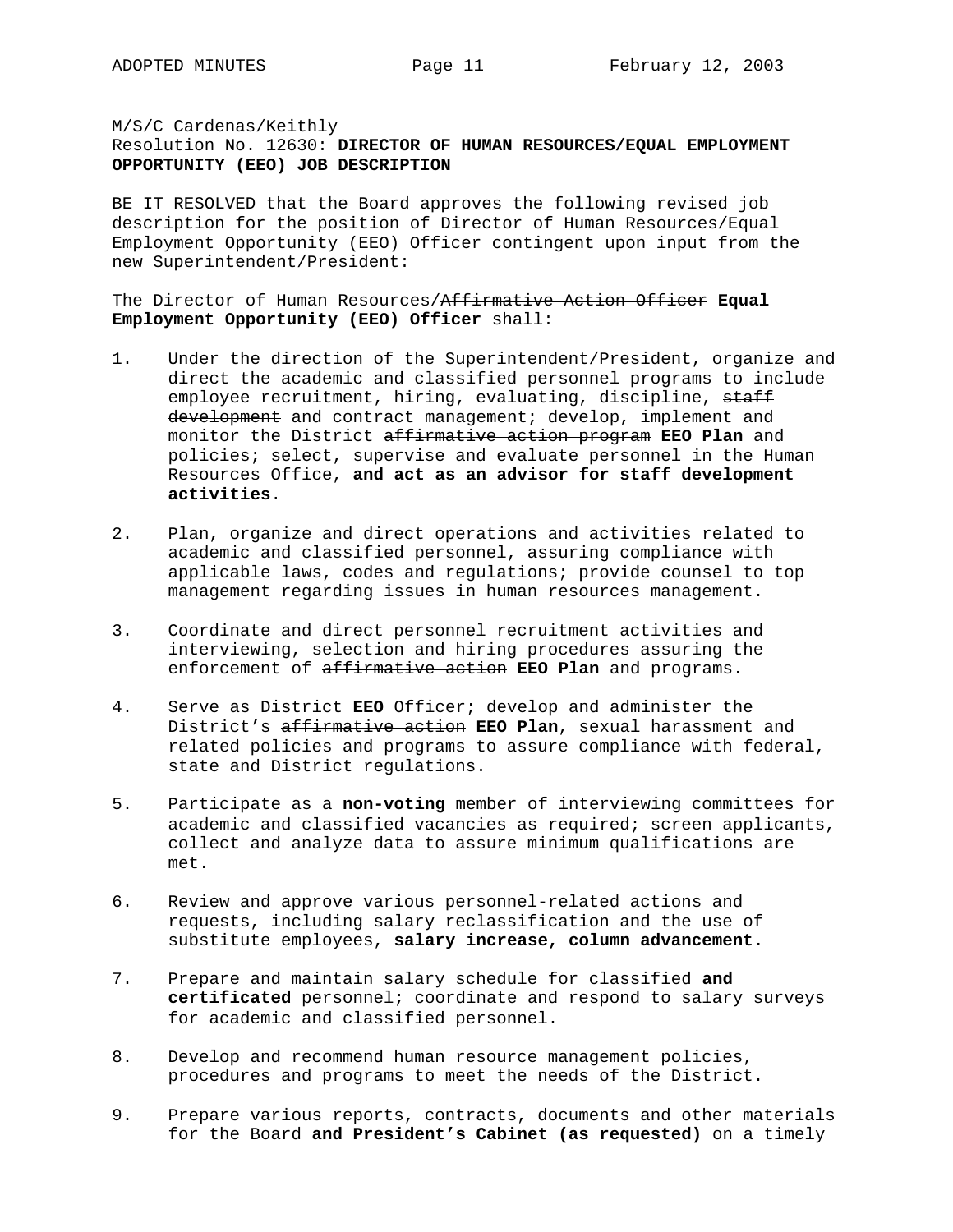M/S/C Cardenas/Keithly
Resolution No. 12630: **DIRECTOR OF HUMAN RESOURCES/EQUAL EMPLOYMENT OPPORTUNITY (EEO) JOB DESCRIPTION**

BE IT RESOLVED that the Board approves the following revised job description for the position of Director of Human Resources/Equal Employment Opportunity (EEO) Officer contingent upon input from the new Superintendent/President:

The Director of Human Resources/~~Affirmative Action Officer~~ **Equal Employment Opportunity (EEO) Officer** shall:

1. Under the direction of the Superintendent/President, organize and direct the academic and classified personnel programs to include employee recruitment, hiring, evaluating, discipline, ~~staff development~~ and contract management; develop, implement and monitor the District ~~affirmative action program~~ **EEO Plan** and policies; select, supervise and evaluate personnel in the Human Resources Office, **and act as an advisor for staff development activities**.

2. Plan, organize and direct operations and activities related to academic and classified personnel, assuring compliance with applicable laws, codes and regulations; provide counsel to top management regarding issues in human resources management.

3. Coordinate and direct personnel recruitment activities and interviewing, selection and hiring procedures assuring the enforcement of ~~affirmative action~~ **EEO Plan** and programs.

4. Serve as District **EEO** Officer; develop and administer the District's ~~affirmative action~~ **EEO Plan**, sexual harassment and related policies and programs to assure compliance with federal, state and District regulations.

5. Participate as a **non-voting** member of interviewing committees for academic and classified vacancies as required; screen applicants, collect and analyze data to assure minimum qualifications are met.

6. Review and approve various personnel-related actions and requests, including salary reclassification and the use of substitute employees, **salary increase, column advancement**.

7. Prepare and maintain salary schedule for classified **and certificated** personnel; coordinate and respond to salary surveys for academic and classified personnel.

8. Develop and recommend human resource management policies, procedures and programs to meet the needs of the District.

9. Prepare various reports, contracts, documents and other materials for the Board **and President's Cabinet (as requested)** on a timely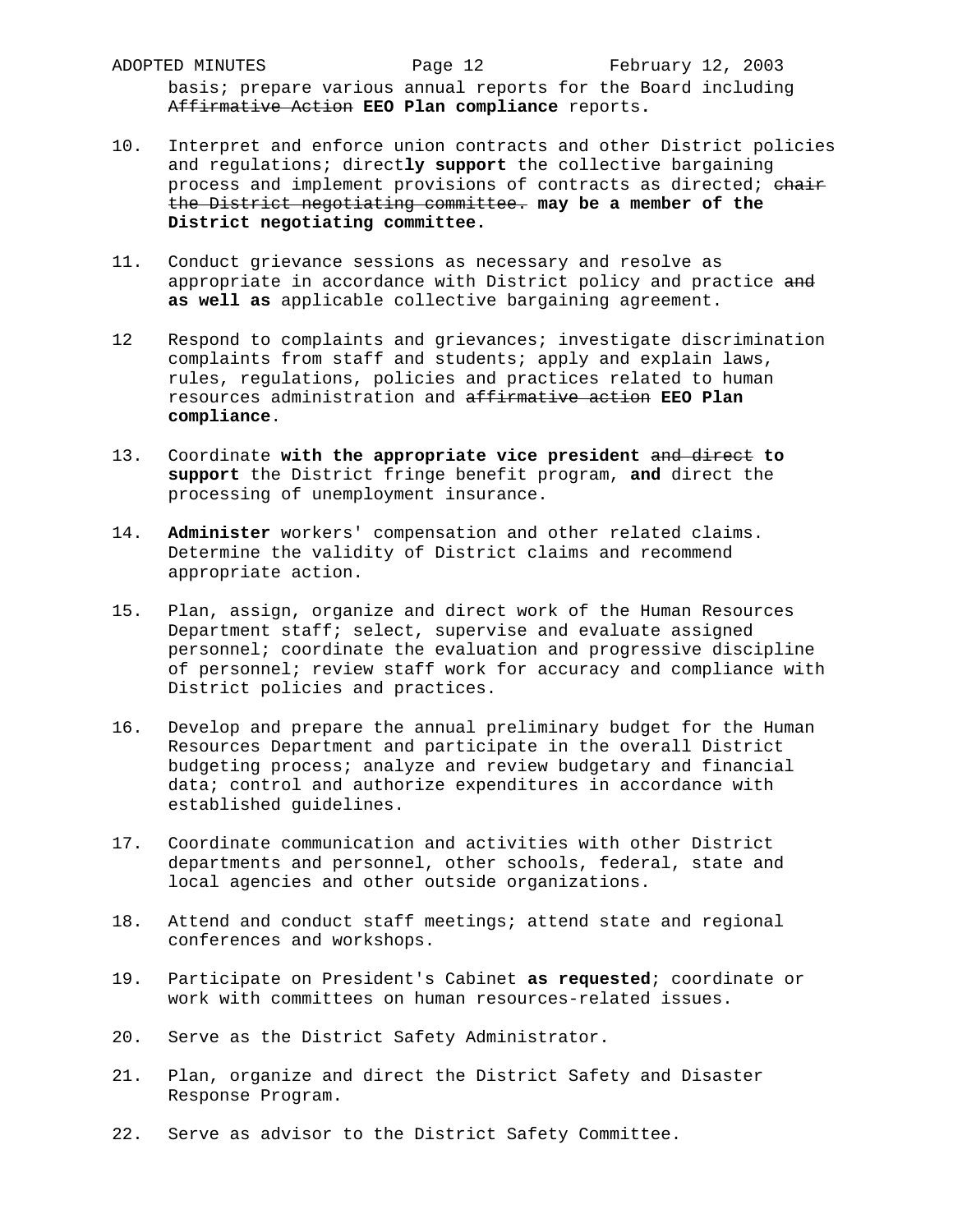basis; prepare various annual reports for the Board including ~~Affirmative Action~~ **EEO Plan compliance** reports.

10. Interpret and enforce union contracts and other District policies and regulations; direct**ly support** the collective bargaining process and implement provisions of contracts as directed; ~~chair the District negotiating committee.~~ **may be a member of the District negotiating committee.**

11. Conduct grievance sessions as necessary and resolve as appropriate in accordance with District policy and practice ~~and~~ **as well as** applicable collective bargaining agreement.

12 Respond to complaints and grievances; investigate discrimination complaints from staff and students; apply and explain laws, rules, regulations, policies and practices related to human resources administration and ~~affirmative action~~ **EEO Plan compliance**.

13. Coordinate **with the appropriate vice president** ~~and direct~~ **to support** the District fringe benefit program, **and** direct the processing of unemployment insurance.

14. **Administer** workers' compensation and other related claims. Determine the validity of District claims and recommend appropriate action.

15. Plan, assign, organize and direct work of the Human Resources Department staff; select, supervise and evaluate assigned personnel; coordinate the evaluation and progressive discipline of personnel; review staff work for accuracy and compliance with District policies and practices.

16. Develop and prepare the annual preliminary budget for the Human Resources Department and participate in the overall District budgeting process; analyze and review budgetary and financial data; control and authorize expenditures in accordance with established guidelines.

17. Coordinate communication and activities with other District departments and personnel, other schools, federal, state and local agencies and other outside organizations.

18. Attend and conduct staff meetings; attend state and regional conferences and workshops.

19. Participate on President's Cabinet **as requested**; coordinate or work with committees on human resources-related issues.

20. Serve as the District Safety Administrator.

21. Plan, organize and direct the District Safety and Disaster Response Program.

22. Serve as advisor to the District Safety Committee.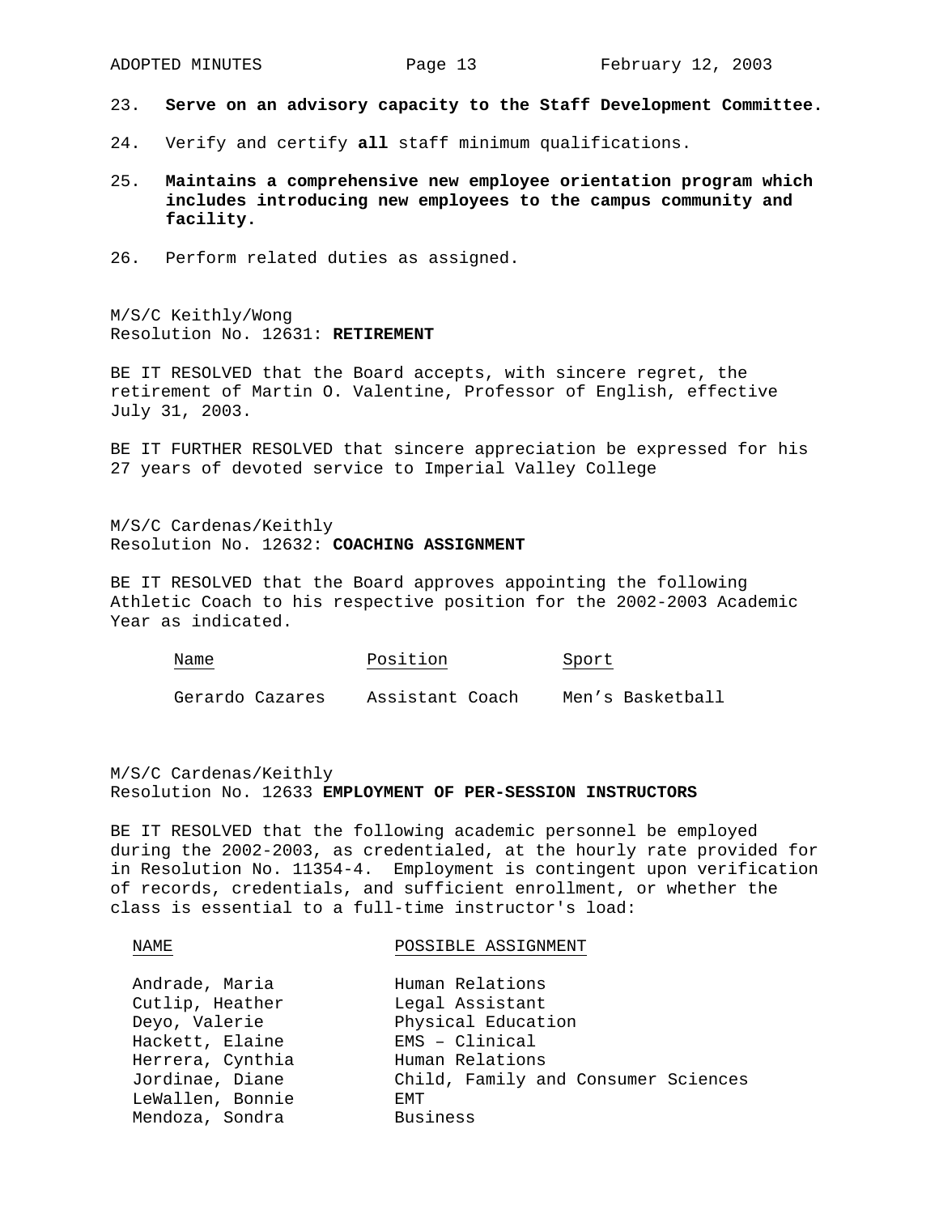23. **Serve on an advisory capacity to the Staff Development Committee.**

24. Verify and certify **all** staff minimum qualifications.

25. **Maintains a comprehensive new employee orientation program which includes introducing new employees to the campus community and facility.**

26. Perform related duties as assigned.

M/S/C Keithly/Wong
Resolution No. 12631: **RETIREMENT**

BE IT RESOLVED that the Board accepts, with sincere regret, the retirement of Martin O. Valentine, Professor of English, effective July 31, 2003.

BE IT FURTHER RESOLVED that sincere appreciation be expressed for his 27 years of devoted service to Imperial Valley College

M/S/C Cardenas/Keithly
Resolution No. 12632: **COACHING ASSIGNMENT**

BE IT RESOLVED that the Board approves appointing the following Athletic Coach to his respective position for the 2002-2003 Academic Year as indicated.

| Name | Position | Sport |
| --- | --- | --- |
| Gerardo Cazares | Assistant Coach | Men's Basketball |

M/S/C Cardenas/Keithly
Resolution No. 12633 **EMPLOYMENT OF PER-SESSION INSTRUCTORS**

BE IT RESOLVED that the following academic personnel be employed during the 2002-2003, as credentialed, at the hourly rate provided for in Resolution No. 11354-4. Employment is contingent upon verification of records, credentials, and sufficient enrollment, or whether the class is essential to a full-time instructor's load:

| NAME | POSSIBLE ASSIGNMENT |
| --- | --- |
| Andrade, Maria | Human Relations |
| Cutlip, Heather | Legal Assistant |
| Deyo, Valerie | Physical Education |
| Hackett, Elaine | EMS – Clinical |
| Herrera, Cynthia | Human Relations |
| Jordinae, Diane | Child, Family and Consumer Sciences |
| LeWallen, Bonnie | EMT |
| Mendoza, Sondra | Business |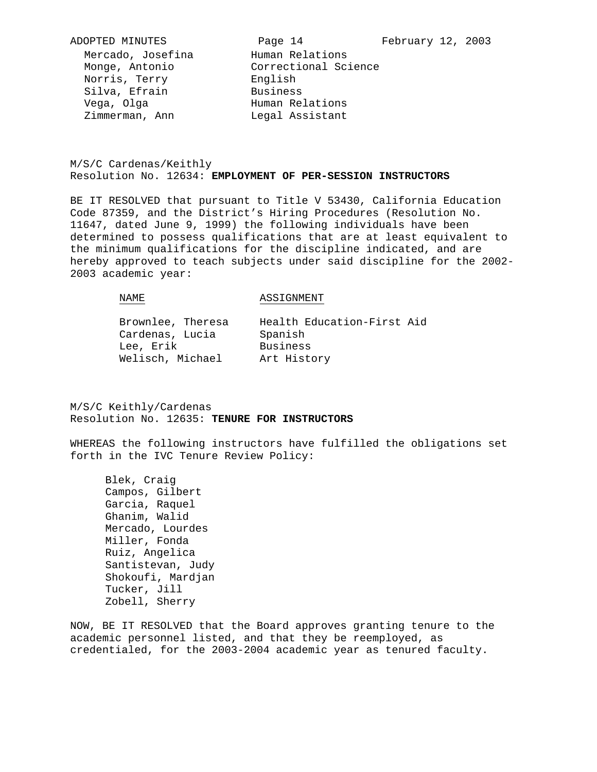| | |
|---|---|
| Mercado, Josefina | Human Relations |
| Monge, Antonio | Correctional Science |
| Norris, Terry | English |
| Silva, Efrain | Business |
| Vega, Olga | Human Relations |
| Zimmerman, Ann | Legal Assistant |

M/S/C Cardenas/Keithly
Resolution No. 12634: **EMPLOYMENT OF PER-SESSION INSTRUCTORS**

BE IT RESOLVED that pursuant to Title V 53430, California Education Code 87359, and the District's Hiring Procedures (Resolution No. 11647, dated June 9, 1999) the following individuals have been determined to possess qualifications that are at least equivalent to the minimum qualifications for the discipline indicated, and are hereby approved to teach subjects under said discipline for the 2002-2003 academic year:

| NAME | ASSIGNMENT |
|---|---|
| Brownlee, Theresa | Health Education-First Aid |
| Cardenas, Lucia | Spanish |
| Lee, Erik | Business |
| Welisch, Michael | Art History |

M/S/C Keithly/Cardenas
Resolution No. 12635: **TENURE FOR INSTRUCTORS**

WHEREAS the following instructors have fulfilled the obligations set forth in the IVC Tenure Review Policy:

Blek, Craig
Campos, Gilbert
Garcia, Raquel
Ghanim, Walid
Mercado, Lourdes
Miller, Fonda
Ruiz, Angelica
Santistevan, Judy
Shokoufi, Mardjan
Tucker, Jill
Zobell, Sherry

NOW, BE IT RESOLVED that the Board approves granting tenure to the academic personnel listed, and that they be reemployed, as credentialed, for the 2003-2004 academic year as tenured faculty.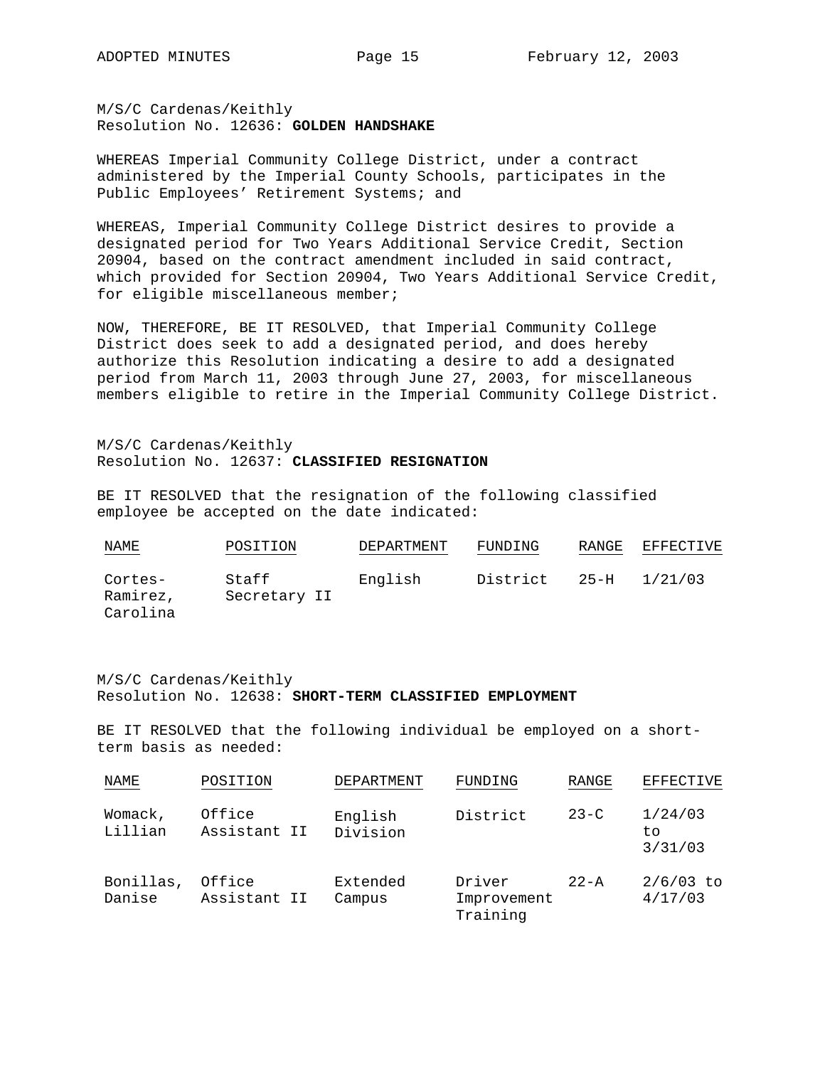M/S/C Cardenas/Keithly
Resolution No. 12636: **GOLDEN HANDSHAKE**

WHEREAS Imperial Community College District, under a contract administered by the Imperial County Schools, participates in the Public Employees' Retirement Systems; and

WHEREAS, Imperial Community College District desires to provide a designated period for Two Years Additional Service Credit, Section 20904, based on the contract amendment included in said contract, which provided for Section 20904, Two Years Additional Service Credit, for eligible miscellaneous member;

NOW, THEREFORE, BE IT RESOLVED, that Imperial Community College District does seek to add a designated period, and does hereby authorize this Resolution indicating a desire to add a designated period from March 11, 2003 through June 27, 2003, for miscellaneous members eligible to retire in the Imperial Community College District.

M/S/C Cardenas/Keithly
Resolution No. 12637: **CLASSIFIED RESIGNATION**

BE IT RESOLVED that the resignation of the following classified employee be accepted on the date indicated:

| NAME | POSITION | DEPARTMENT | FUNDING | RANGE | EFFECTIVE |
|---|---|---|---|---|---|
| Cortes-Ramirez, Carolina | Staff Secretary II | English | District | 25-H | 1/21/03 |

M/S/C Cardenas/Keithly
Resolution No. 12638: **SHORT-TERM CLASSIFIED EMPLOYMENT**

BE IT RESOLVED that the following individual be employed on a short-term basis as needed:

| NAME | POSITION | DEPARTMENT | FUNDING | RANGE | EFFECTIVE |
|---|---|---|---|---|---|
| Womack, Lillian | Office Assistant II | English Division | District | 23-C | 1/24/03 to 3/31/03 |
| Bonillas, Danise | Office Assistant II | Extended Campus | Driver Improvement Training | 22-A | 2/6/03 to 4/17/03 |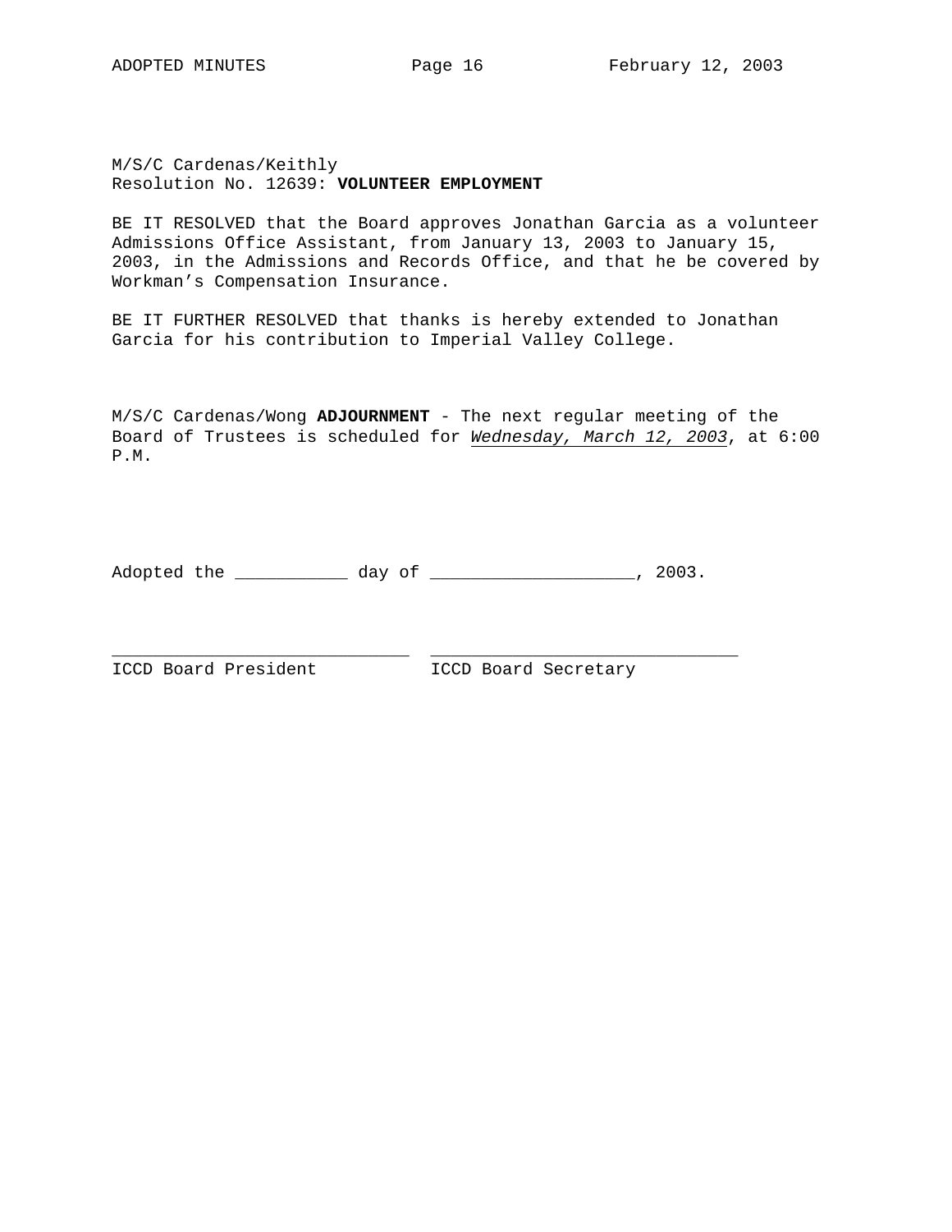M/S/C Cardenas/Keithly
Resolution No. 12639: **VOLUNTEER EMPLOYMENT**

BE IT RESOLVED that the Board approves Jonathan Garcia as a volunteer Admissions Office Assistant, from January 13, 2003 to January 15, 2003, in the Admissions and Records Office, and that he be covered by Workman's Compensation Insurance.

BE IT FURTHER RESOLVED that thanks is hereby extended to Jonathan Garcia for his contribution to Imperial Valley College.

M/S/C Cardenas/Wong **ADJOURNMENT** - The next regular meeting of the Board of Trustees is scheduled for *Wednesday, March 12, 2003*, at 6:00 P.M.

Adopted the ___________ day of ____________________, 2003.

_____________________________ _____________________________
ICCD Board President ICCD Board Secretary